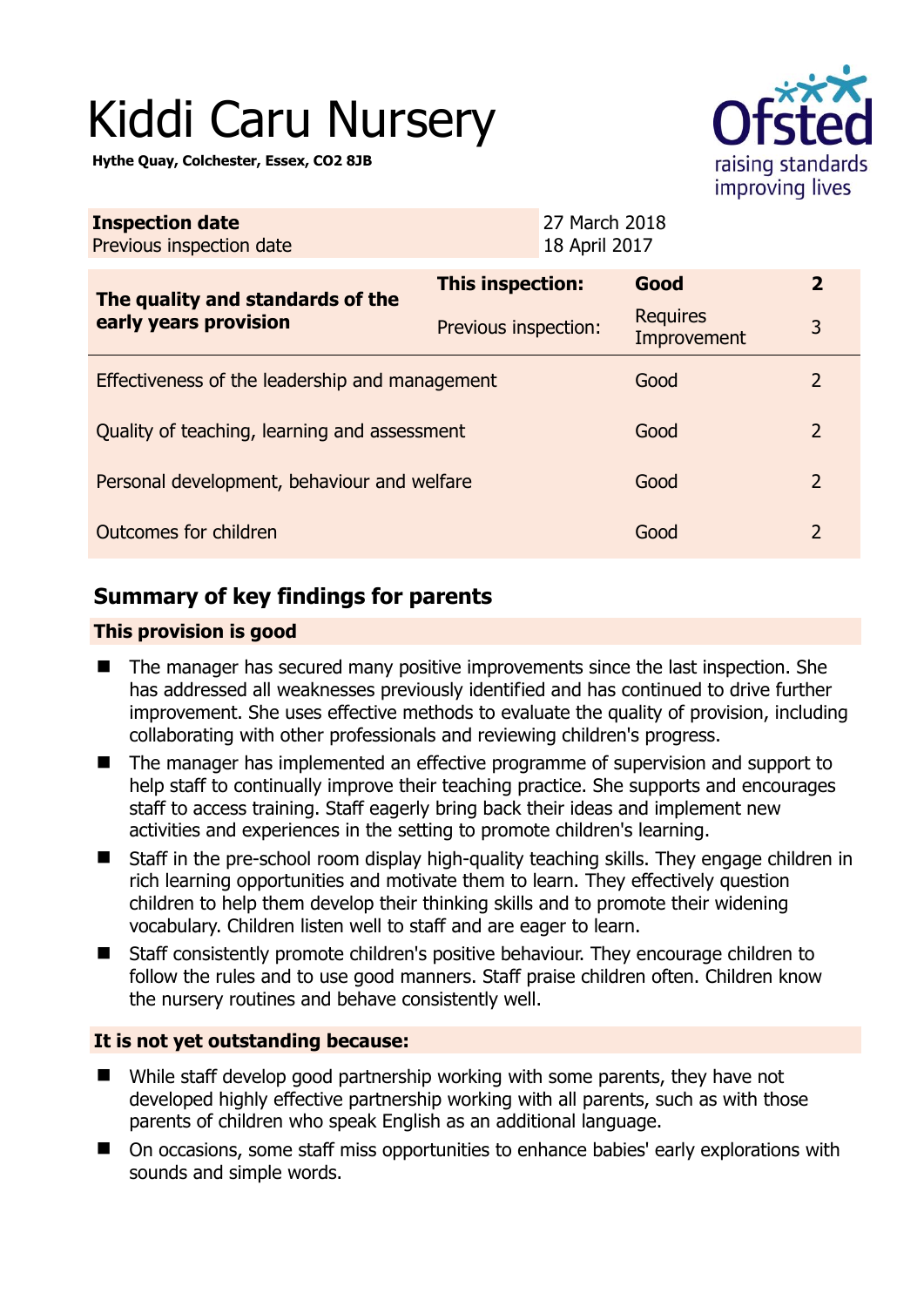# Kiddi Caru Nursery

**Hythe Quay, Colchester, Essex, CO2 8JB**

| **Inspection date** | 27 March 2018 |
|---|---|
| Previous inspection date | 18 April 2017 |

| **The quality and standards of the early years provision** | **This inspection:** | **Good** | **2** |
|---|---|---|---|
| | Previous inspection: | Requires Improvement | 3 |
| Effectiveness of the leadership and management | | Good | 2 |
| Quality of teaching, learning and assessment | | Good | 2 |
| Personal development, behaviour and welfare | | Good | 2 |
| Outcomes for children | | Good | 2 |

## Summary of key findings for parents

**This provision is good**

- The manager has secured many positive improvements since the last inspection. She has addressed all weaknesses previously identified and has continued to drive further improvement. She uses effective methods to evaluate the quality of provision, including collaborating with other professionals and reviewing children's progress.
- The manager has implemented an effective programme of supervision and support to help staff to continually improve their teaching practice. She supports and encourages staff to access training. Staff eagerly bring back their ideas and implement new activities and experiences in the setting to promote children's learning.
- Staff in the pre-school room display high-quality teaching skills. They engage children in rich learning opportunities and motivate them to learn. They effectively question children to help them develop their thinking skills and to promote their widening vocabulary. Children listen well to staff and are eager to learn.
- Staff consistently promote children's positive behaviour. They encourage children to follow the rules and to use good manners. Staff praise children often. Children know the nursery routines and behave consistently well.

**It is not yet outstanding because:**

- While staff develop good partnership working with some parents, they have not developed highly effective partnership working with all parents, such as with those parents of children who speak English as an additional language.
- On occasions, some staff miss opportunities to enhance babies' early explorations with sounds and simple words.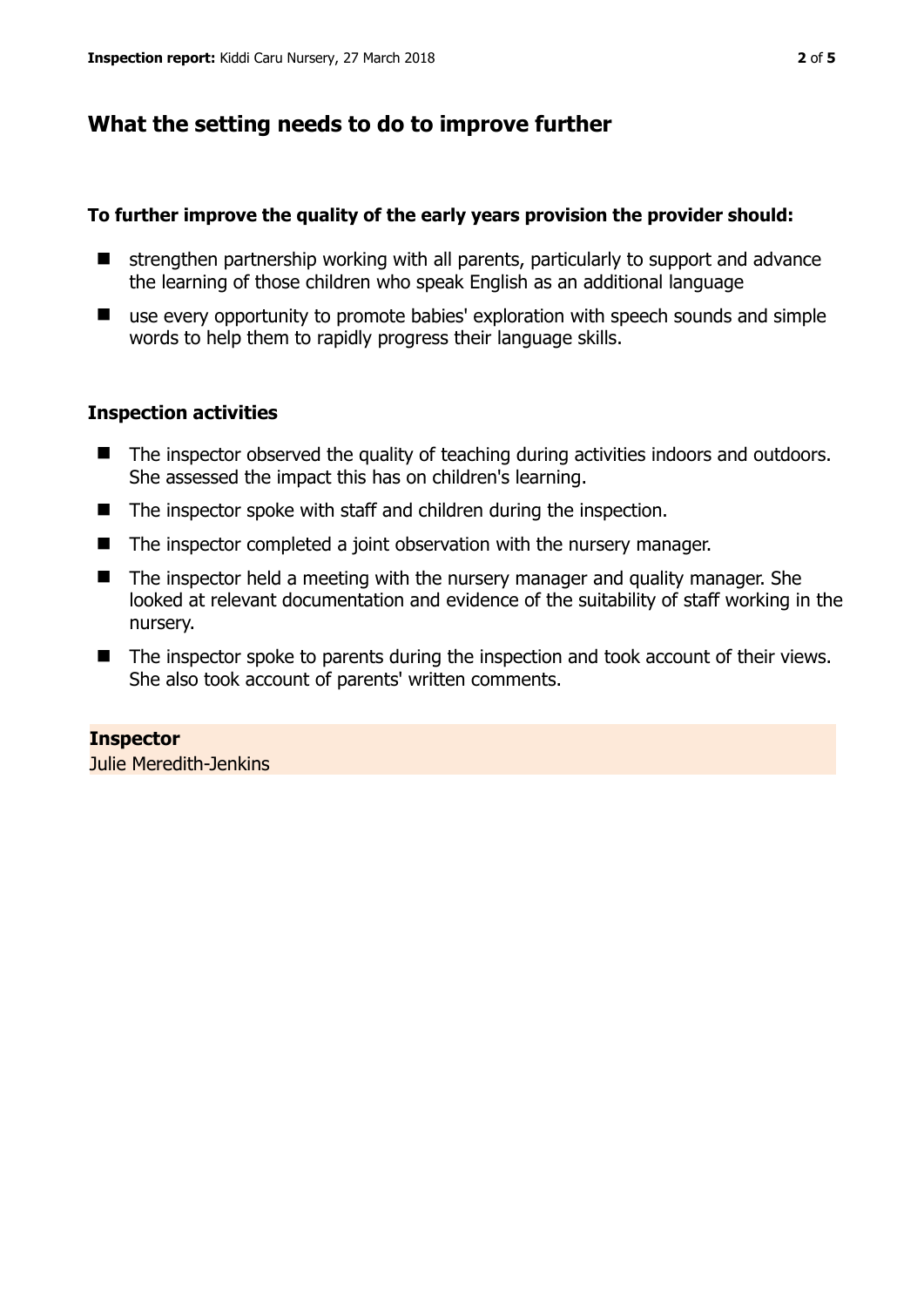## What the setting needs to do to improve further

**To further improve the quality of the early years provision the provider should:**

- strengthen partnership working with all parents, particularly to support and advance the learning of those children who speak English as an additional language
- use every opportunity to promote babies' exploration with speech sounds and simple words to help them to rapidly progress their language skills.

### Inspection activities

- The inspector observed the quality of teaching during activities indoors and outdoors. She assessed the impact this has on children's learning.
- The inspector spoke with staff and children during the inspection.
- The inspector completed a joint observation with the nursery manager.
- The inspector held a meeting with the nursery manager and quality manager. She looked at relevant documentation and evidence of the suitability of staff working in the nursery.
- The inspector spoke to parents during the inspection and took account of their views. She also took account of parents' written comments.

**Inspector**

Julie Meredith-Jenkins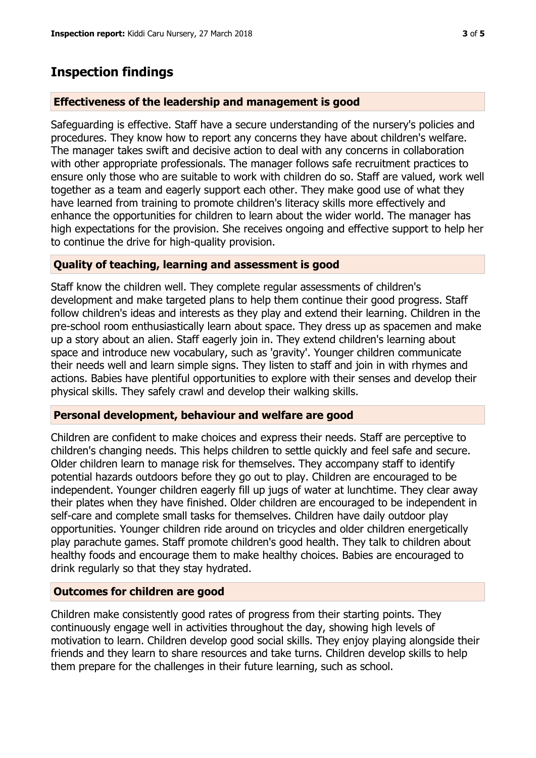## Inspection findings

### Effectiveness of the leadership and management is good

Safeguarding is effective. Staff have a secure understanding of the nursery's policies and procedures. They know how to report any concerns they have about children's welfare. The manager takes swift and decisive action to deal with any concerns in collaboration with other appropriate professionals. The manager follows safe recruitment practices to ensure only those who are suitable to work with children do so. Staff are valued, work well together as a team and eagerly support each other. They make good use of what they have learned from training to promote children's literacy skills more effectively and enhance the opportunities for children to learn about the wider world. The manager has high expectations for the provision. She receives ongoing and effective support to help her to continue the drive for high-quality provision.

### Quality of teaching, learning and assessment is good

Staff know the children well. They complete regular assessments of children's development and make targeted plans to help them continue their good progress. Staff follow children's ideas and interests as they play and extend their learning. Children in the pre-school room enthusiastically learn about space. They dress up as spacemen and make up a story about an alien. Staff eagerly join in. They extend children's learning about space and introduce new vocabulary, such as 'gravity'. Younger children communicate their needs well and learn simple signs. They listen to staff and join in with rhymes and actions. Babies have plentiful opportunities to explore with their senses and develop their physical skills. They safely crawl and develop their walking skills.

### Personal development, behaviour and welfare are good

Children are confident to make choices and express their needs. Staff are perceptive to children's changing needs. This helps children to settle quickly and feel safe and secure. Older children learn to manage risk for themselves. They accompany staff to identify potential hazards outdoors before they go out to play. Children are encouraged to be independent. Younger children eagerly fill up jugs of water at lunchtime. They clear away their plates when they have finished. Older children are encouraged to be independent in self-care and complete small tasks for themselves. Children have daily outdoor play opportunities. Younger children ride around on tricycles and older children energetically play parachute games. Staff promote children's good health. They talk to children about healthy foods and encourage them to make healthy choices. Babies are encouraged to drink regularly so that they stay hydrated.

### Outcomes for children are good

Children make consistently good rates of progress from their starting points. They continuously engage well in activities throughout the day, showing high levels of motivation to learn. Children develop good social skills. They enjoy playing alongside their friends and they learn to share resources and take turns. Children develop skills to help them prepare for the challenges in their future learning, such as school.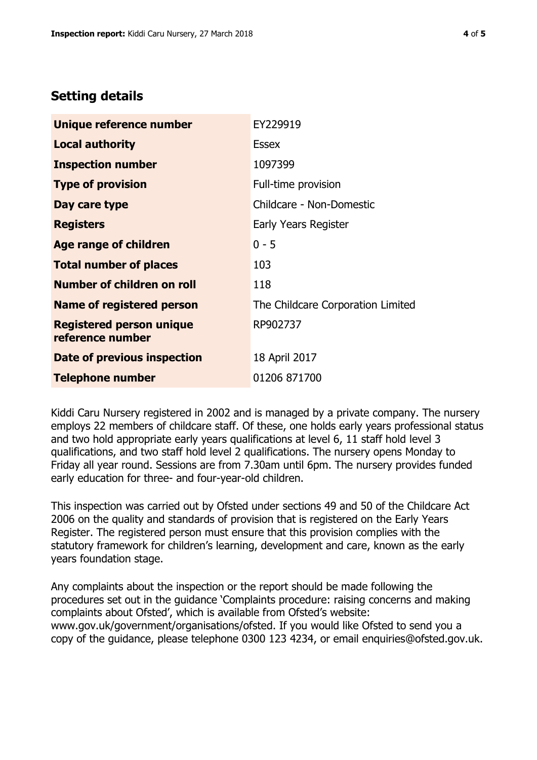## Setting details

| | |
|---|---|
| **Unique reference number** | EY229919 |
| **Local authority** | Essex |
| **Inspection number** | 1097399 |
| **Type of provision** | Full-time provision |
| **Day care type** | Childcare - Non-Domestic |
| **Registers** | Early Years Register |
| **Age range of children** | 0 - 5 |
| **Total number of places** | 103 |
| **Number of children on roll** | 118 |
| **Name of registered person** | The Childcare Corporation Limited |
| **Registered person unique reference number** | RP902737 |
| **Date of previous inspection** | 18 April 2017 |
| **Telephone number** | 01206 871700 |

Kiddi Caru Nursery registered in 2002 and is managed by a private company. The nursery employs 22 members of childcare staff. Of these, one holds early years professional status and two hold appropriate early years qualifications at level 6, 11 staff hold level 3 qualifications, and two staff hold level 2 qualifications. The nursery opens Monday to Friday all year round. Sessions are from 7.30am until 6pm. The nursery provides funded early education for three- and four-year-old children.

This inspection was carried out by Ofsted under sections 49 and 50 of the Childcare Act 2006 on the quality and standards of provision that is registered on the Early Years Register. The registered person must ensure that this provision complies with the statutory framework for children's learning, development and care, known as the early years foundation stage.

Any complaints about the inspection or the report should be made following the procedures set out in the guidance 'Complaints procedure: raising concerns and making complaints about Ofsted', which is available from Ofsted's website: www.gov.uk/government/organisations/ofsted. If you would like Ofsted to send you a copy of the guidance, please telephone 0300 123 4234, or email enquiries@ofsted.gov.uk.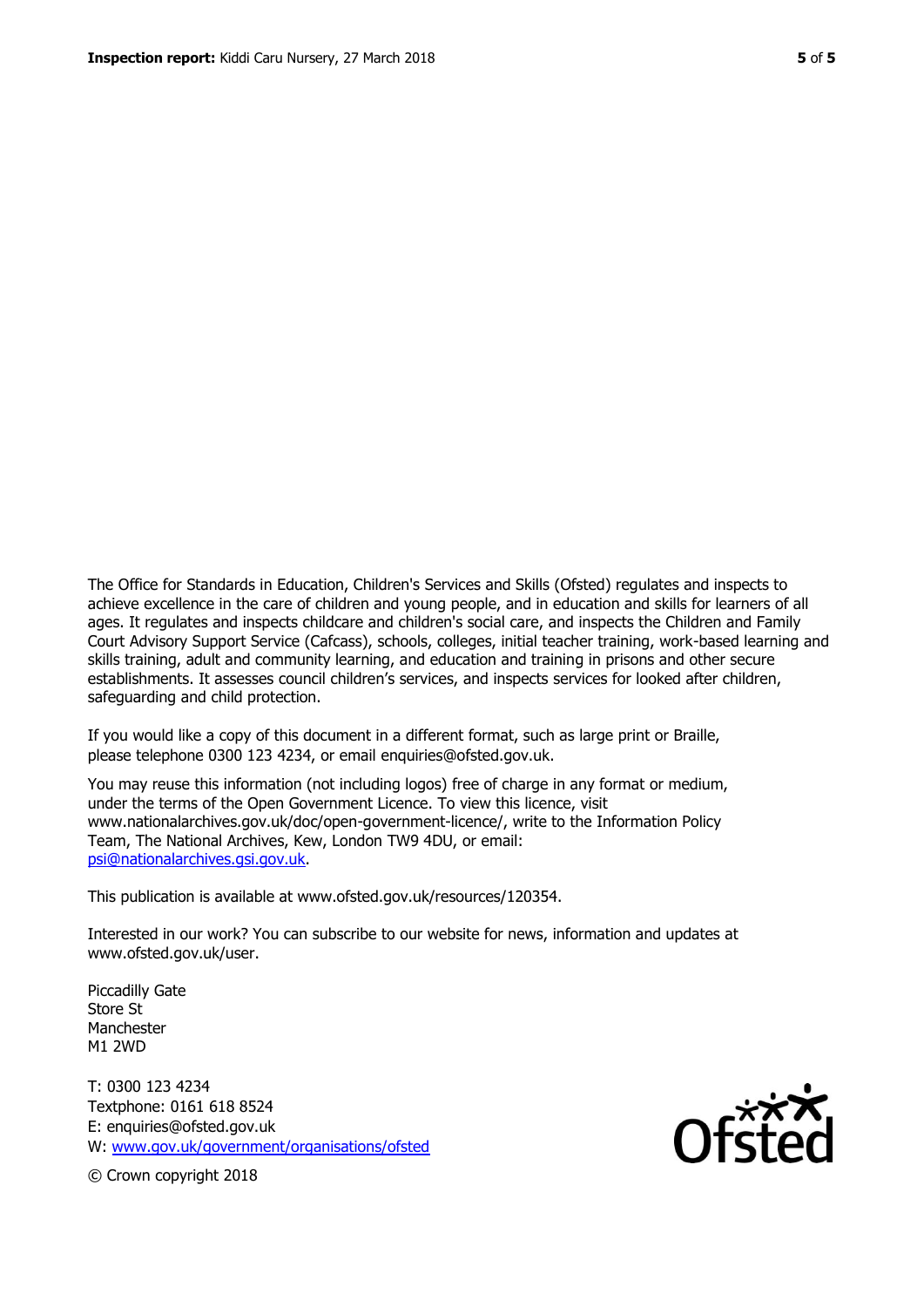The Office for Standards in Education, Children's Services and Skills (Ofsted) regulates and inspects to achieve excellence in the care of children and young people, and in education and skills for learners of all ages. It regulates and inspects childcare and children's social care, and inspects the Children and Family Court Advisory Support Service (Cafcass), schools, colleges, initial teacher training, work-based learning and skills training, adult and community learning, and education and training in prisons and other secure establishments. It assesses council children's services, and inspects services for looked after children, safeguarding and child protection.

If you would like a copy of this document in a different format, such as large print or Braille, please telephone 0300 123 4234, or email enquiries@ofsted.gov.uk.

You may reuse this information (not including logos) free of charge in any format or medium, under the terms of the Open Government Licence. To view this licence, visit www.nationalarchives.gov.uk/doc/open-government-licence/, write to the Information Policy Team, The National Archives, Kew, London TW9 4DU, or email: psi@nationalarchives.gsi.gov.uk.

This publication is available at www.ofsted.gov.uk/resources/120354.

Interested in our work? You can subscribe to our website for news, information and updates at www.ofsted.gov.uk/user.

Piccadilly Gate
Store St
Manchester
M1 2WD

T: 0300 123 4234
Textphone: 0161 618 8524
E: enquiries@ofsted.gov.uk
W: www.gov.uk/government/organisations/ofsted

© Crown copyright 2018